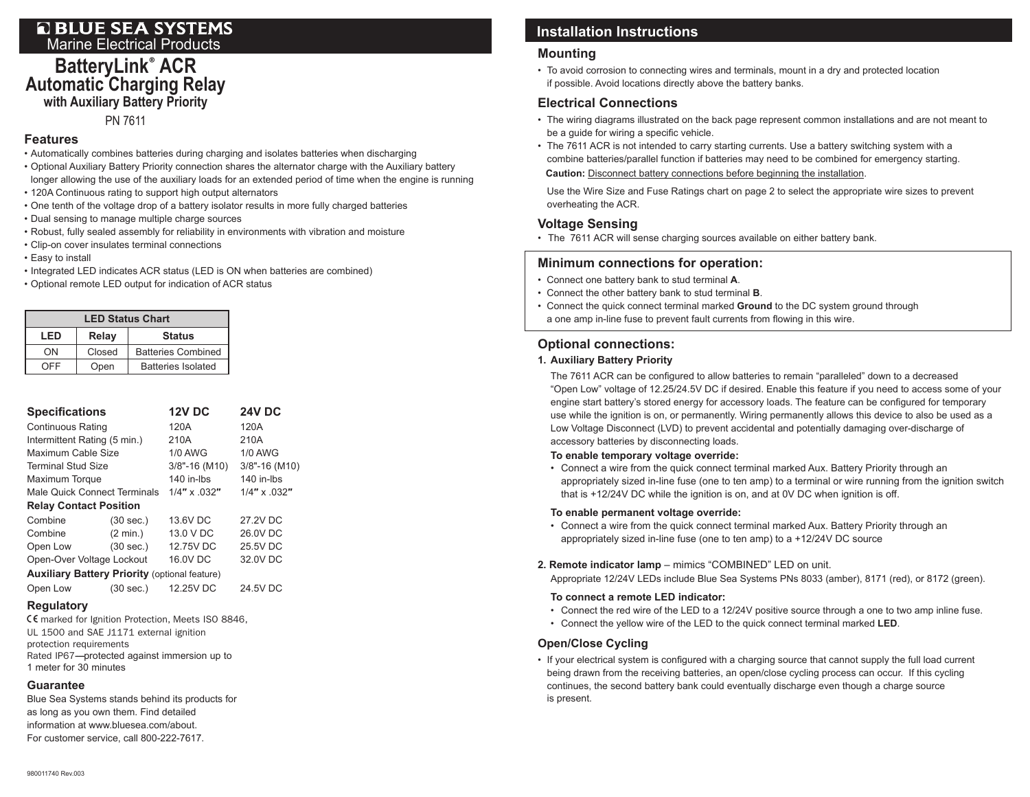# BLUE SEA SYSTEMS

Marine Electrical Products

# BatteryLink® ACR Automatic Charging Relay

### with Auxiliary Battery Priority

PN 7611

## Features

- Automatically combines batteries during charging and isolates batteries when discharging
- Optional Auxiliary Battery Priority connection shares the alternator charge with the Auxiliary battery longer allowing the use of the auxiliary loads for an extended period of time when the engine is running
- 120A Continuous rating to support high output alternators
- One tenth of the voltage drop of a battery isolator results in more fully charged batteries
- Dual sensing to manage multiple charge sources
- Robust, fully sealed assembly for reliability in environments with vibration and moisture
- Clip-on cover insulates terminal connections
- Easy to install
- Integrated LED indicates ACR status (LED is ON when batteries are combined)
- Optional remote LED output for indication of ACR status

| LED Status Chart | | |
|---|---|---|
| **LED** | **Relay** | **Status** |
| ON | Closed | Batteries Combined |
| OFF | Open | Batteries Isolated |

| **Specifications** | | **12V DC** | **24V DC** |
|---|---|---|---|
| Continuous Rating | | 120A | 120A |
| Intermittent Rating (5 min.) | | 210A | 210A |
| Maximum Cable Size | | 1/0 AWG | 1/0 AWG |
| Terminal Stud Size | | 3/8"-16 (M10) | 3/8"-16 (M10) |
| Maximum Torque | | 140 in-lbs | 140 in-lbs |
| Male Quick Connect Terminals | | 1/4" x .032" | 1/4" x .032" |
| **Relay Contact Position** | | | |
| Combine | (30 sec.) | 13.6V DC | 27.2V DC |
| Combine | (2 min.) | 13.0 V DC | 26.0V DC |
| Open Low | (30 sec.) | 12.75V DC | 25.5V DC |
| Open-Over Voltage Lockout | | 16.0V DC | 32.0V DC |
| **Auxiliary Battery Priority** (optional feature) | | | |
| Open Low | (30 sec.) | 12.25V DC | 24.5V DC |

### Regulatory

CE marked for Ignition Protection, Meets ISO 8846, UL 1500 and SAE J1171 external ignition protection requirements
Rated IP67—protected against immersion up to 1 meter for 30 minutes

### Guarantee

Blue Sea Systems stands behind its products for as long as you own them. Find detailed information at www.bluesea.com/about.
For customer service, call 800-222-7617.

980011740 Rev.003

## Installation Instructions

### Mounting

- To avoid corrosion to connecting wires and terminals, mount in a dry and protected location if possible. Avoid locations directly above the battery banks.

### Electrical Connections

- The wiring diagrams illustrated on the back page represent common installations and are not meant to be a guide for wiring a specific vehicle.
- The 7611 ACR is not intended to carry starting currents. Use a battery switching system with a combine batteries/parallel function if batteries may need to be combined for emergency starting.

**Caution:** Disconnect battery connections before beginning the installation.

Use the Wire Size and Fuse Ratings chart on page 2 to select the appropriate wire sizes to prevent overheating the ACR.

### Voltage Sensing

- The 7611 ACR will sense charging sources available on either battery bank.

### Minimum connections for operation:

- Connect one battery bank to stud terminal **A**.
- Connect the other battery bank to stud terminal **B**.
- Connect the quick connect terminal marked **Ground** to the DC system ground through a one amp in-line fuse to prevent fault currents from flowing in this wire.

### Optional connections:

**1. Auxiliary Battery Priority**

The 7611 ACR can be configured to allow batteries to remain “paralleled” down to a decreased “Open Low” voltage of 12.25/24.5V DC if desired. Enable this feature if you need to access some of your engine start battery’s stored energy for accessory loads. The feature can be configured for temporary use while the ignition is on, or permanently. Wiring permanently allows this device to also be used as a Low Voltage Disconnect (LVD) to prevent accidental and potentially damaging over-discharge of accessory batteries by disconnecting loads.

**To enable temporary voltage override:**

- Connect a wire from the quick connect terminal marked Aux. Battery Priority through an appropriately sized in-line fuse (one to ten amp) to a terminal or wire running from the ignition switch that is +12/24V DC while the ignition is on, and at 0V DC when ignition is off.

**To enable permanent voltage override:**

- Connect a wire from the quick connect terminal marked Aux. Battery Priority through an appropriately sized in-line fuse (one to ten amp) to a +12/24V DC source

**2. Remote indicator lamp** – mimics “COMBINED” LED on unit.

Appropriate 12/24V LEDs include Blue Sea Systems PNs 8033 (amber), 8171 (red), or 8172 (green).

**To connect a remote LED indicator:**

- Connect the red wire of the LED to a 12/24V positive source through a one to two amp inline fuse.
- Connect the yellow wire of the LED to the quick connect terminal marked **LED**.

### Open/Close Cycling

- If your electrical system is configured with a charging source that cannot supply the full load current being drawn from the receiving batteries, an open/close cycling process can occur. If this cycling continues, the second battery bank could eventually discharge even though a charge source is present.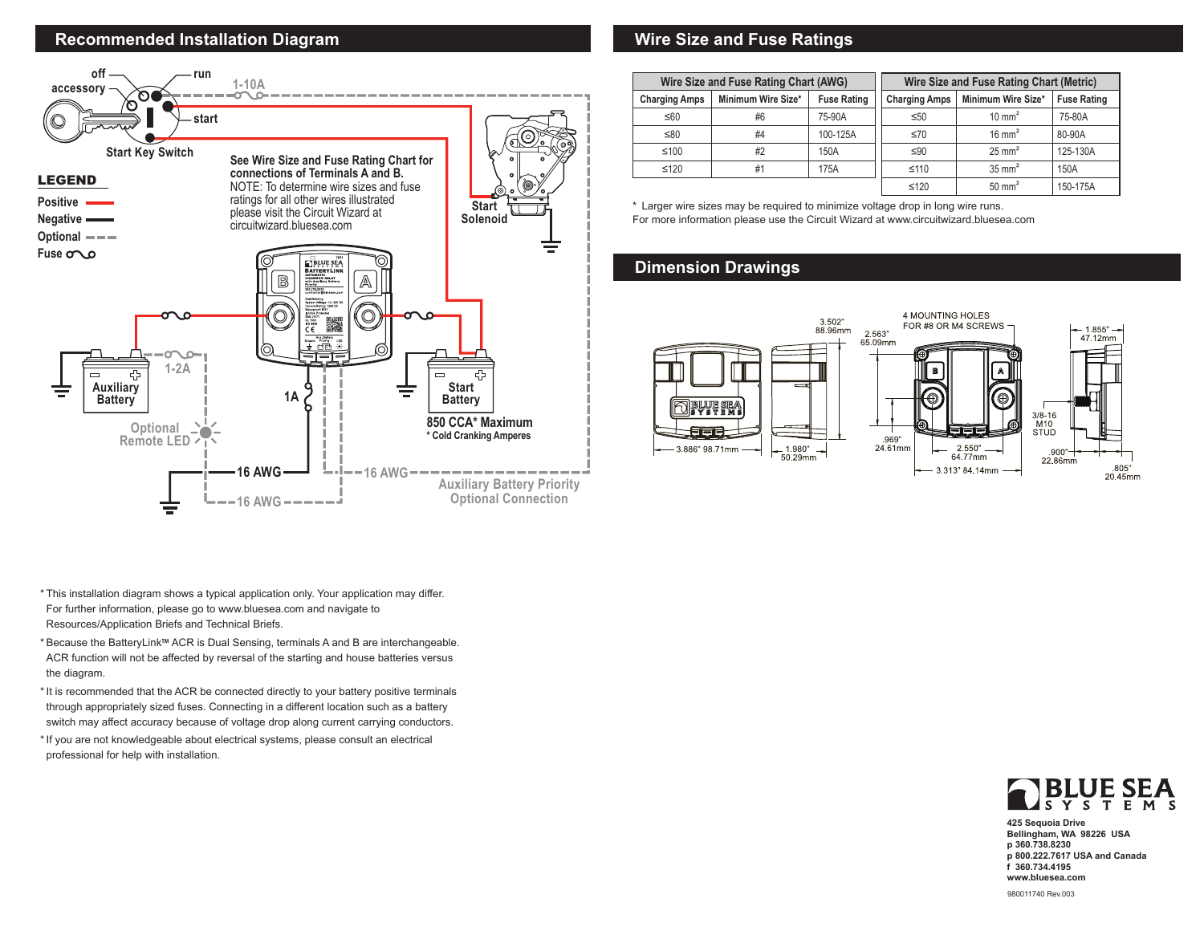## Recommended Installation Diagram

off
accessory
run
start
1-10A
Start Key Switch

**LEGEND**

Positive
Negative
Optional
Fuse

**See Wire Size and Fuse Rating Chart for connections of Terminals A and B.**
NOTE: To determine wire sizes and fuse ratings for all other wires illustrated please visit the Circuit Wizard at circuitwizard.bluesea.com

Start Solenoid

Auxiliary Battery
1-2A
Optional Remote LED
1A
16 AWG
16 AWG
16 AWG
Start Battery
**850 CCA* Maximum**
**\* Cold Cranking Amperes**
Auxiliary Battery Priority Optional Connection

\* This installation diagram shows a typical application only. Your application may differ. For further information, please go to www.bluesea.com and navigate to Resources/Application Briefs and Technical Briefs.

\* Because the BatteryLink™ ACR is Dual Sensing, terminals A and B are interchangeable. ACR function will not be affected by reversal of the starting and house batteries versus the diagram.

\* It is recommended that the ACR be connected directly to your battery positive terminals through appropriately sized fuses. Connecting in a different location such as a battery switch may affect accuracy because of voltage drop along current carrying conductors.

\* If you are not knowledgeable about electrical systems, please consult an electrical professional for help with installation.

## Wire Size and Fuse Ratings

**Wire Size and Fuse Rating Chart (AWG)**

| Charging Amps | Minimum Wire Size* | Fuse Rating |
|---|---|---|
| ≤60 | #6 | 75-90A |
| ≤80 | #4 | 100-125A |
| ≤100 | #2 | 150A |
| ≤120 | #1 | 175A |

**Wire Size and Fuse Rating Chart (Metric)**

| Charging Amps | Minimum Wire Size* | Fuse Rating |
|---|---|---|
| ≤50 | 10 $mm^2$ | 75-80A |
| ≤70 | 16 $mm^2$ | 80-90A |
| ≤90 | 25 $mm^2$ | 125-130A |
| ≤110 | 35 $mm^2$ | 150A |
| ≤120 | 50 $mm^2$ | 150-175A |

\* Larger wire sizes may be required to minimize voltage drop in long wire runs.
For more information please use the Circuit Wizard at www.circuitwizard.bluesea.com

## Dimension Drawings

3.886" 98.71mm
1.980" 50.29mm
3.502" 88.96mm
4 MOUNTING HOLES FOR #8 OR M4 SCREWS
2.563" 65.09mm
.969" 24.61mm
2.550" 64.77mm
3.313" 84.14mm
1.855" 47.12mm
3/8-16 M10 STUD
.900" 22.86mm
.805" 20.45mm

**BLUE SEA SYSTEMS**

**425 Sequoia Drive**
**Bellingham, WA 98226 USA**
**p 360.738.8230**
**p 800.222.7617 USA and Canada**
**f 360.734.4195**
**www.bluesea.com**

980011740 Rev.003